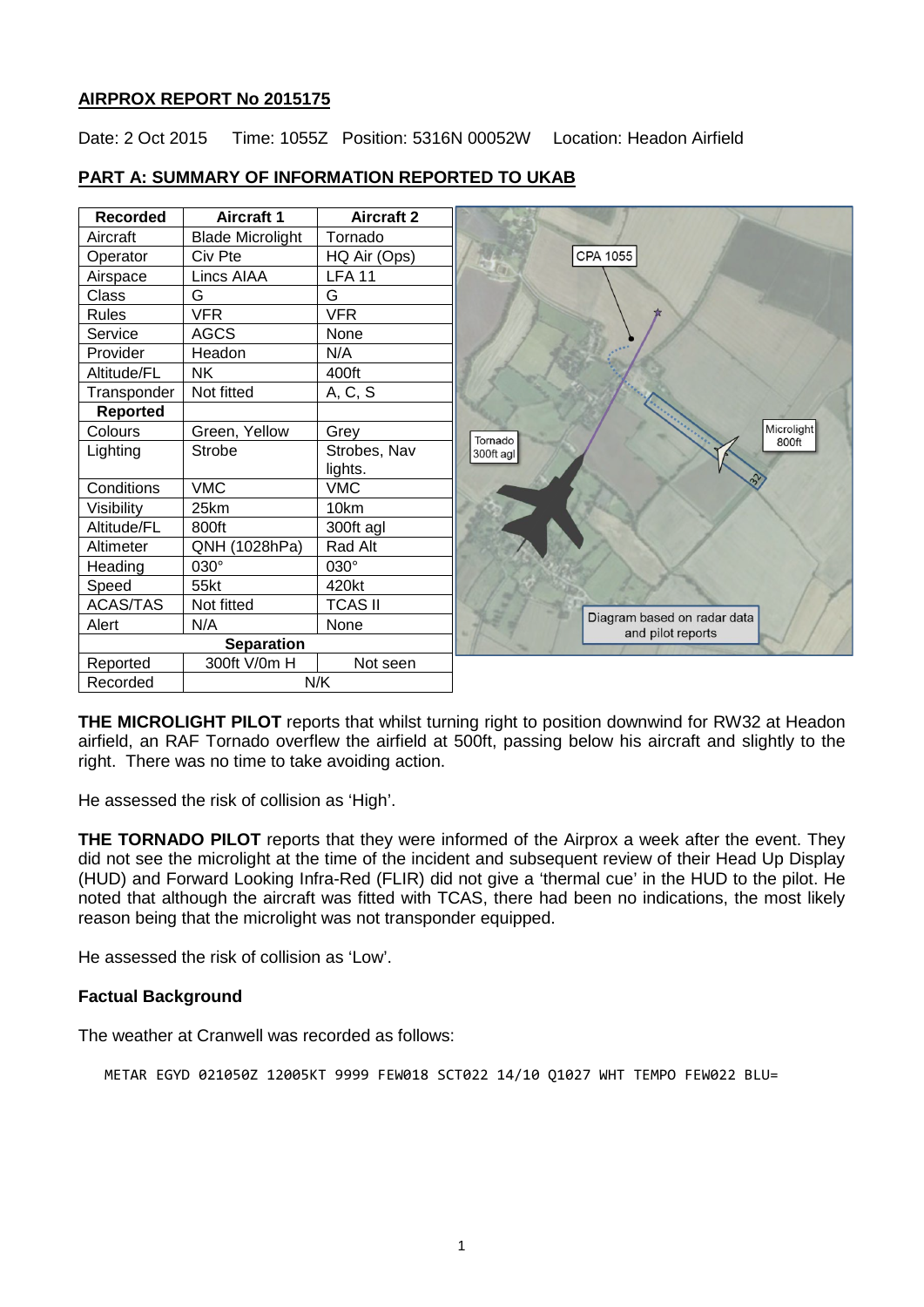**AIRPROX REPORT No 2015175**

Date: 2 Oct 2015 Time: 1055Z Position: 5316N 00052W Location: Headon Airfield

## PART A: SUMMARY OF INFORMATION REPORTED TO UKAB

| Recorded | Aircraft 1 | Aircraft 2 |
|---|---|---|
| Aircraft | Blade Microlight | Tornado |
| Operator | Civ Pte | HQ Air (Ops) |
| Airspace | Lincs AIAA | LFA 11 |
| Class | G | G |
| Rules | VFR | VFR |
| Service | AGCS | None |
| Provider | Headon | N/A |
| Altitude/FL | NK | 400ft |
| Transponder | Not fitted | A, C, S |
| **Reported** | | |
| Colours | Green, Yellow | Grey |
| Lighting | Strobe | Strobes, Nav lights. |
| Conditions | VMC | VMC |
| Visibility | 25km | 10km |
| Altitude/FL | 800ft | 300ft agl |
| Altimeter | QNH (1028hPa) | Rad Alt |
| Heading | 030° | 030° |
| Speed | 55kt | 420kt |
| ACAS/TAS | Not fitted | TCAS II |
| Alert | N/A | None |
| **Separation** | | |
| Reported | 300ft V/0m H | Not seen |
| Recorded | N/K | |

CPA 1055

Tornado 300ft agl

Microlight 800ft

Diagram based on radar data and pilot reports

**THE MICROLIGHT PILOT** reports that whilst turning right to position downwind for RW32 at Headon airfield, an RAF Tornado overflew the airfield at 500ft, passing below his aircraft and slightly to the right. There was no time to take avoiding action.

He assessed the risk of collision as 'High'.

**THE TORNADO PILOT** reports that they were informed of the Airprox a week after the event. They did not see the microlight at the time of the incident and subsequent review of their Head Up Display (HUD) and Forward Looking Infra-Red (FLIR) did not give a 'thermal cue' in the HUD to the pilot. He noted that although the aircraft was fitted with TCAS, there had been no indications, the most likely reason being that the microlight was not transponder equipped.

He assessed the risk of collision as 'Low'.

### Factual Background

The weather at Cranwell was recorded as follows:

```
METAR EGYD 021050Z 12005KT 9999 FEW018 SCT022 14/10 Q1027 WHT TEMPO FEW022 BLU=
```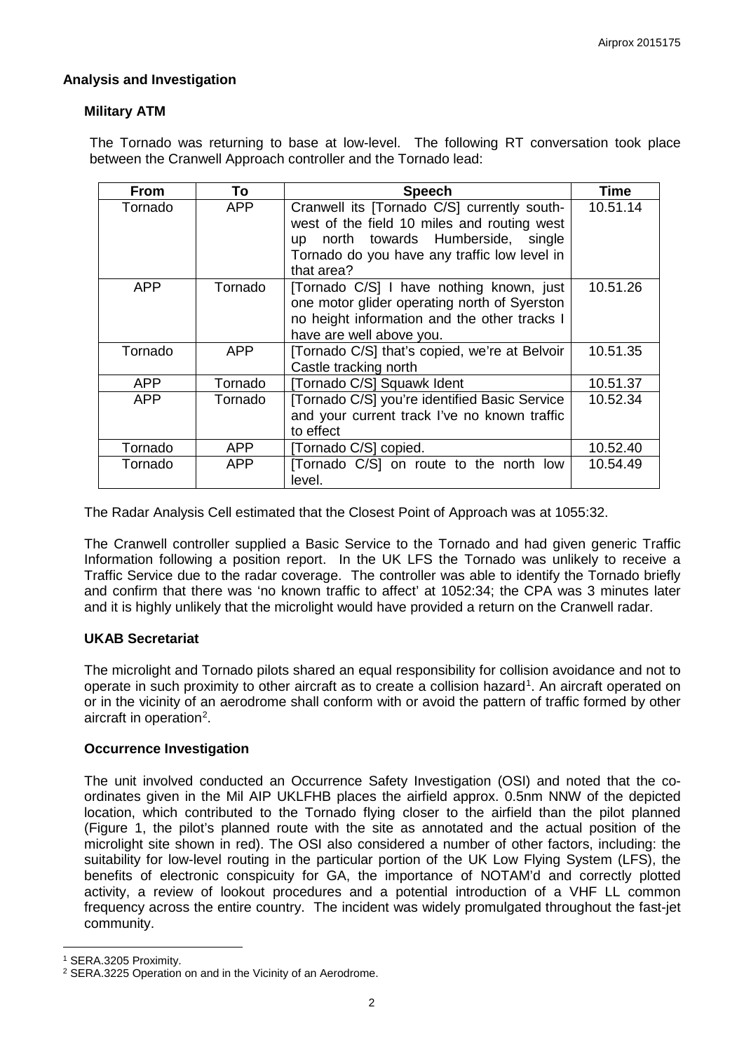## Analysis and Investigation

### Military ATM

The Tornado was returning to base at low-level. The following RT conversation took place between the Cranwell Approach controller and the Tornado lead:

| From | To | Speech | Time |
|---|---|---|---|
| Tornado | APP | Cranwell its [Tornado C/S] currently south-west of the field 10 miles and routing west up north towards Humberside, single Tornado do you have any traffic low level in that area? | 10.51.14 |
| APP | Tornado | [Tornado C/S] I have nothing known, just one motor glider operating north of Syerston no height information and the other tracks I have are well above you. | 10.51.26 |
| Tornado | APP | [Tornado C/S] that's copied, we're at Belvoir Castle tracking north | 10.51.35 |
| APP | Tornado | [Tornado C/S] Squawk Ident | 10.51.37 |
| APP | Tornado | [Tornado C/S] you're identified Basic Service and your current track I've no known traffic to effect | 10.52.34 |
| Tornado | APP | [Tornado C/S] copied. | 10.52.40 |
| Tornado | APP | [Tornado C/S] on route to the north low level. | 10.54.49 |

The Radar Analysis Cell estimated that the Closest Point of Approach was at 1055:32.

The Cranwell controller supplied a Basic Service to the Tornado and had given generic Traffic Information following a position report. In the UK LFS the Tornado was unlikely to receive a Traffic Service due to the radar coverage. The controller was able to identify the Tornado briefly and confirm that there was 'no known traffic to affect' at 1052:34; the CPA was 3 minutes later and it is highly unlikely that the microlight would have provided a return on the Cranwell radar.

### UKAB Secretariat

The microlight and Tornado pilots shared an equal responsibility for collision avoidance and not to operate in such proximity to other aircraft as to create a collision hazard[1]. An aircraft operated on or in the vicinity of an aerodrome shall conform with or avoid the pattern of traffic formed by other aircraft in operation[2].

### Occurrence Investigation

The unit involved conducted an Occurrence Safety Investigation (OSI) and noted that the co-ordinates given in the Mil AIP UKLFHB places the airfield approx. 0.5nm NNW of the depicted location, which contributed to the Tornado flying closer to the airfield than the pilot planned (Figure 1, the pilot's planned route with the site as annotated and the actual position of the microlight site shown in red). The OSI also considered a number of other factors, including: the suitability for low-level routing in the particular portion of the UK Low Flying System (LFS), the benefits of electronic conspicuity for GA, the importance of NOTAM'd and correctly plotted activity, a review of lookout procedures and a potential introduction of a VHF LL common frequency across the entire country. The incident was widely promulgated throughout the fast-jet community.

---

[1] SERA.3205 Proximity.

[2] SERA.3225 Operation on and in the Vicinity of an Aerodrome.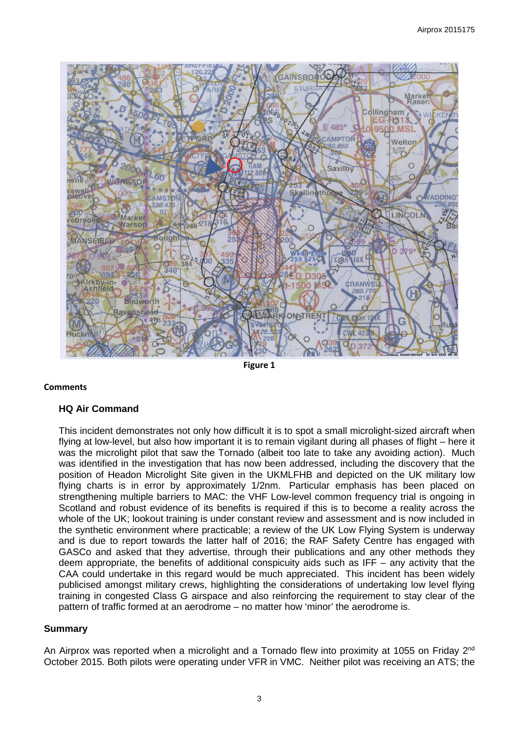Figure 1

#### Comments

### HQ Air Command

This incident demonstrates not only how difficult it is to spot a small microlight-sized aircraft when flying at low-level, but also how important it is to remain vigilant during all phases of flight – here it was the microlight pilot that saw the Tornado (albeit too late to take any avoiding action). Much was identified in the investigation that has now been addressed, including the discovery that the position of Headon Microlight Site given in the UKMLFHB and depicted on the UK military low flying charts is in error by approximately 1/2nm. Particular emphasis has been placed on strengthening multiple barriers to MAC: the VHF Low-level common frequency trial is ongoing in Scotland and robust evidence of its benefits is required if this is to become a reality across the whole of the UK; lookout training is under constant review and assessment and is now included in the synthetic environment where practicable; a review of the UK Low Flying System is underway and is due to report towards the latter half of 2016; the RAF Safety Centre has engaged with GASCo and asked that they advertise, through their publications and any other methods they deem appropriate, the benefits of additional conspicuity aids such as IFF – any activity that the CAA could undertake in this regard would be much appreciated. This incident has been widely publicised amongst military crews, highlighting the considerations of undertaking low level flying training in congested Class G airspace and also reinforcing the requirement to stay clear of the pattern of traffic formed at an aerodrome – no matter how 'minor' the aerodrome is.

### Summary

An Airprox was reported when a microlight and a Tornado flew into proximity at 1055 on Friday 2nd October 2015. Both pilots were operating under VFR in VMC. Neither pilot was receiving an ATS; the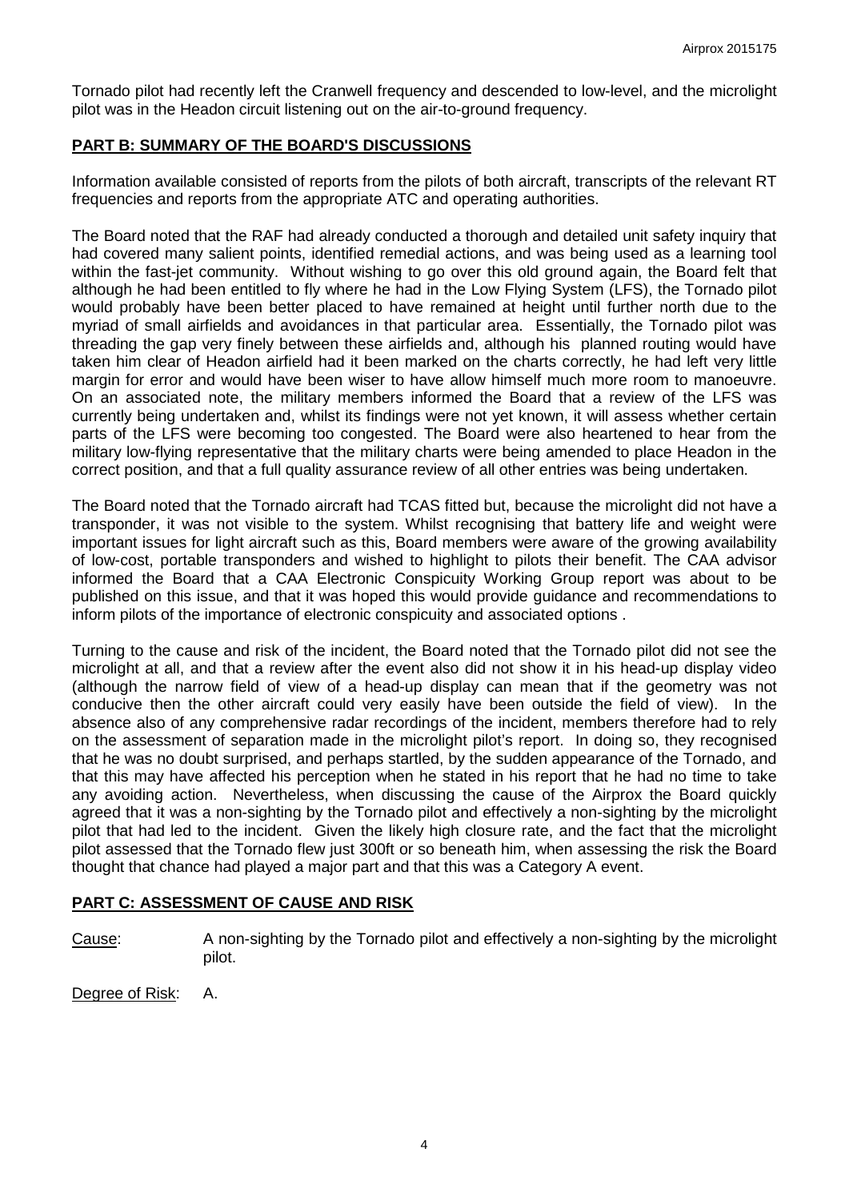Tornado pilot had recently left the Cranwell frequency and descended to low-level, and the microlight pilot was in the Headon circuit listening out on the air-to-ground frequency.

## PART B: SUMMARY OF THE BOARD'S DISCUSSIONS

Information available consisted of reports from the pilots of both aircraft, transcripts of the relevant RT frequencies and reports from the appropriate ATC and operating authorities.

The Board noted that the RAF had already conducted a thorough and detailed unit safety inquiry that had covered many salient points, identified remedial actions, and was being used as a learning tool within the fast-jet community. Without wishing to go over this old ground again, the Board felt that although he had been entitled to fly where he had in the Low Flying System (LFS), the Tornado pilot would probably have been better placed to have remained at height until further north due to the myriad of small airfields and avoidances in that particular area. Essentially, the Tornado pilot was threading the gap very finely between these airfields and, although his planned routing would have taken him clear of Headon airfield had it been marked on the charts correctly, he had left very little margin for error and would have been wiser to have allow himself much more room to manoeuvre. On an associated note, the military members informed the Board that a review of the LFS was currently being undertaken and, whilst its findings were not yet known, it will assess whether certain parts of the LFS were becoming too congested. The Board were also heartened to hear from the military low-flying representative that the military charts were being amended to place Headon in the correct position, and that a full quality assurance review of all other entries was being undertaken.

The Board noted that the Tornado aircraft had TCAS fitted but, because the microlight did not have a transponder, it was not visible to the system. Whilst recognising that battery life and weight were important issues for light aircraft such as this, Board members were aware of the growing availability of low-cost, portable transponders and wished to highlight to pilots their benefit. The CAA advisor informed the Board that a CAA Electronic Conspicuity Working Group report was about to be published on this issue, and that it was hoped this would provide guidance and recommendations to inform pilots of the importance of electronic conspicuity and associated options .

Turning to the cause and risk of the incident, the Board noted that the Tornado pilot did not see the microlight at all, and that a review after the event also did not show it in his head-up display video (although the narrow field of view of a head-up display can mean that if the geometry was not conducive then the other aircraft could very easily have been outside the field of view). In the absence also of any comprehensive radar recordings of the incident, members therefore had to rely on the assessment of separation made in the microlight pilot's report. In doing so, they recognised that he was no doubt surprised, and perhaps startled, by the sudden appearance of the Tornado, and that this may have affected his perception when he stated in his report that he had no time to take any avoiding action. Nevertheless, when discussing the cause of the Airprox the Board quickly agreed that it was a non-sighting by the Tornado pilot and effectively a non-sighting by the microlight pilot that had led to the incident. Given the likely high closure rate, and the fact that the microlight pilot assessed that the Tornado flew just 300ft or so beneath him, when assessing the risk the Board thought that chance had played a major part and that this was a Category A event.

## PART C: ASSESSMENT OF CAUSE AND RISK

Cause: A non-sighting by the Tornado pilot and effectively a non-sighting by the microlight pilot.

Degree of Risk: A.